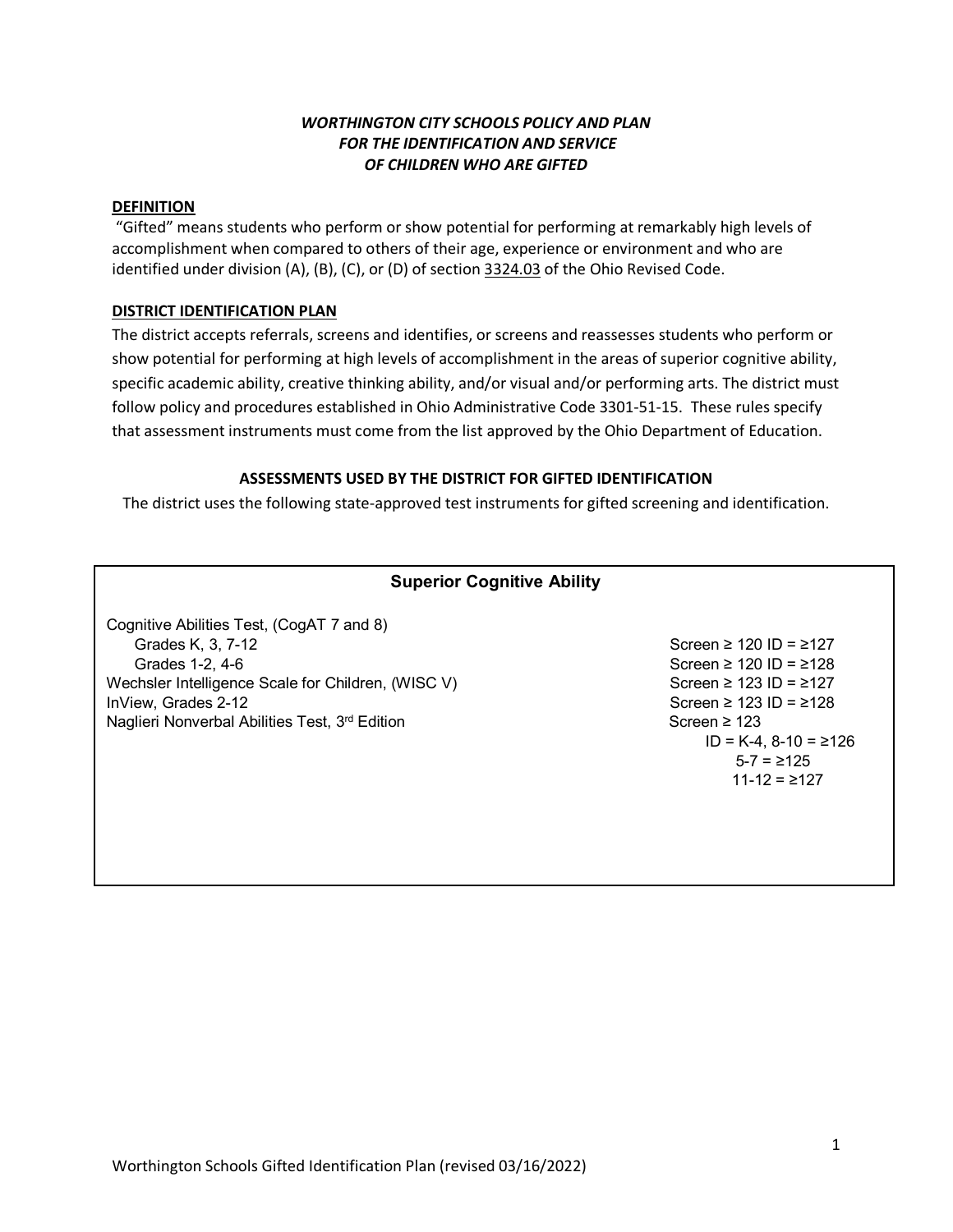# *WORTHINGTON CITY SCHOOLS POLICY AND PLAN FOR THE IDENTIFICATION AND SERVICE OF CHILDREN WHO ARE GIFTED*

## DEFINITION

"Gifted" means students who perform or show potential for performing at remarkably high levels of accomplishment when compared to others of their age, experience or environment and who are identified under division (A), (B), (C), or (D) of section 3324.03 of the Ohio Revised Code.

## DISTRICT IDENTIFICATION PLAN

The district accepts referrals, screens and identifies, or screens and reassesses students who perform or show potential for performing at high levels of accomplishment in the areas of superior cognitive ability, specific academic ability, creative thinking ability, and/or visual and/or performing arts. The district must follow policy and procedures established in Ohio Administrative Code 3301-51-15. These rules specify that assessment instruments must come from the list approved by the Ohio Department of Education.

### ASSESSMENTS USED BY THE DISTRICT FOR GIFTED IDENTIFICATION

The district uses the following state-approved test instruments for gifted screening and identification.

| Superior Cognitive Ability | |
|---|---|
| Cognitive Abilities Test, (CogAT 7 and 8) | |
| Grades K, 3, 7-12 | Screen ≥ 120 ID = ≥127 |
| Grades 1-2, 4-6 | Screen ≥ 120 ID = ≥128 |
| Wechsler Intelligence Scale for Children, (WISC V) | Screen ≥ 123 ID = ≥127 |
| InView, Grades 2-12 | Screen ≥ 123 ID = ≥128 |
| Naglieri Nonverbal Abilities Test, 3rd Edition | Screen ≥ 123<br>ID = K-4, 8-10 = ≥126<br>5-7 = ≥125<br>11-12 = ≥127 |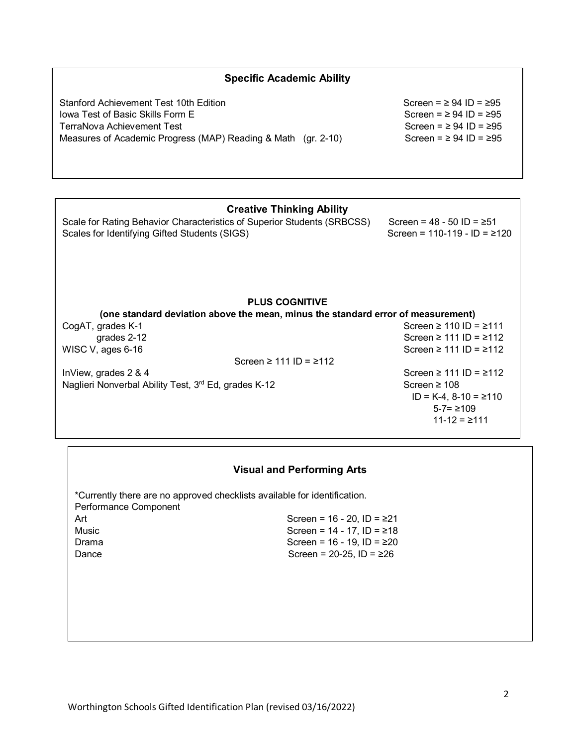## Specific Academic Ability

| Test | Scores |
|---|---|
| Stanford Achievement Test 10th Edition | Screen = ≥ 94 ID = ≥95 |
| Iowa Test of Basic Skills Form E | Screen = ≥ 94 ID = ≥95 |
| TerraNova Achievement Test | Screen = ≥ 94 ID = ≥95 |
| Measures of Academic Progress (MAP) Reading & Math (gr. 2-10) | Screen = ≥ 94 ID = ≥95 |

## Creative Thinking Ability

| Test | Scores |
|---|---|
| Scale for Rating Behavior Characteristics of Superior Students (SRBCSS) | Screen = 48 - 50 ID = ≥51 |
| Scales for Identifying Gifted Students (SIGS) | Screen = 110-119 - ID = ≥120 |

**PLUS COGNITIVE**

**(one standard deviation above the mean, minus the standard error of measurement)**

| Test | Scores |
|---|---|
| CogAT, grades K-1 | Screen ≥ 110 ID = ≥111 |
| grades 2-12 | Screen ≥ 111 ID = ≥112 |
| WISC V, ages 6-16 | Screen ≥ 111 ID = ≥112 |
| | Screen ≥ 111 ID = ≥112 |
| InView, grades 2 & 4 | Screen ≥ 111 ID = ≥112 |
| Naglieri Nonverbal Ability Test, 3rd Ed, grades K-12 | Screen ≥ 108<br>ID = K-4, 8-10 = ≥110<br>5-7= ≥109<br>11-12 = ≥111 |

## Visual and Performing Arts

*Currently there are no approved checklists available for identification.

Performance Component

| Area | Scores |
|---|---|
| Art | Screen = 16 - 20, ID = ≥21 |
| Music | Screen = 14 - 17, ID = ≥18 |
| Drama | Screen = 16 - 19, ID = ≥20 |
| Dance | Screen = 20-25, ID = ≥26 |

Worthington Schools Gifted Identification Plan (revised 03/16/2022)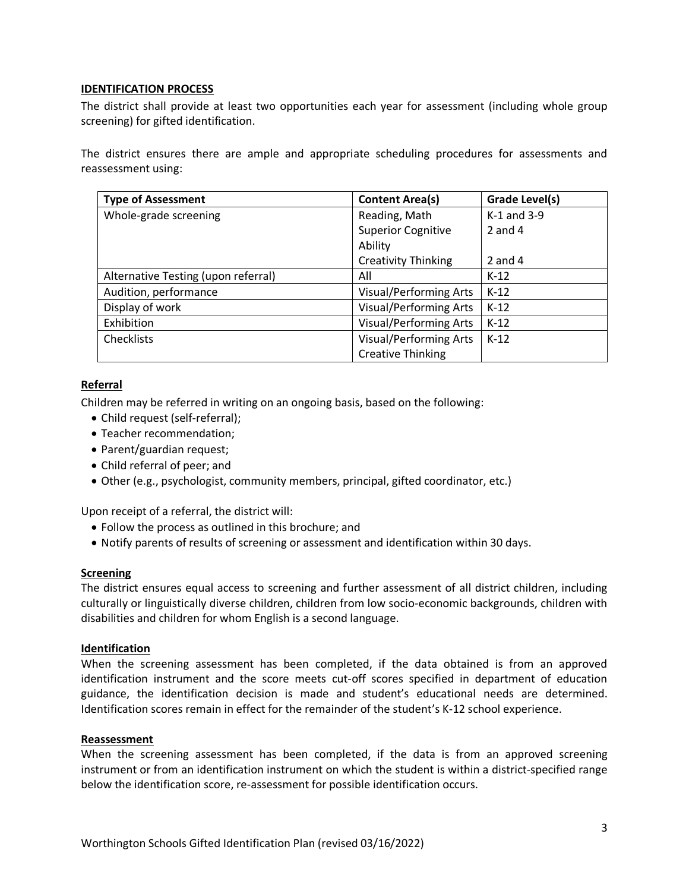## IDENTIFICATION PROCESS

The district shall provide at least two opportunities each year for assessment (including whole group screening) for gifted identification.

The district ensures there are ample and appropriate scheduling procedures for assessments and reassessment using:

| Type of Assessment | Content Area(s) | Grade Level(s) |
|---|---|---|
| Whole-grade screening | Reading, Math<br>Superior Cognitive Ability<br>Creativity Thinking | K-1 and 3-9<br>2 and 4<br>2 and 4 |
| Alternative Testing (upon referral) | All | K-12 |
| Audition, performance | Visual/Performing Arts | K-12 |
| Display of work | Visual/Performing Arts | K-12 |
| Exhibition | Visual/Performing Arts | K-12 |
| Checklists | Visual/Performing Arts<br>Creative Thinking | K-12 |

### Referral

Children may be referred in writing on an ongoing basis, based on the following:

- Child request (self-referral);
- Teacher recommendation;
- Parent/guardian request;
- Child referral of peer; and
- Other (e.g., psychologist, community members, principal, gifted coordinator, etc.)

Upon receipt of a referral, the district will:

- Follow the process as outlined in this brochure; and
- Notify parents of results of screening or assessment and identification within 30 days.

### Screening

The district ensures equal access to screening and further assessment of all district children, including culturally or linguistically diverse children, children from low socio-economic backgrounds, children with disabilities and children for whom English is a second language.

### Identification

When the screening assessment has been completed, if the data obtained is from an approved identification instrument and the score meets cut-off scores specified in department of education guidance, the identification decision is made and student's educational needs are determined. Identification scores remain in effect for the remainder of the student's K-12 school experience.

### Reassessment

When the screening assessment has been completed, if the data is from an approved screening instrument or from an identification instrument on which the student is within a district-specified range below the identification score, re-assessment for possible identification occurs.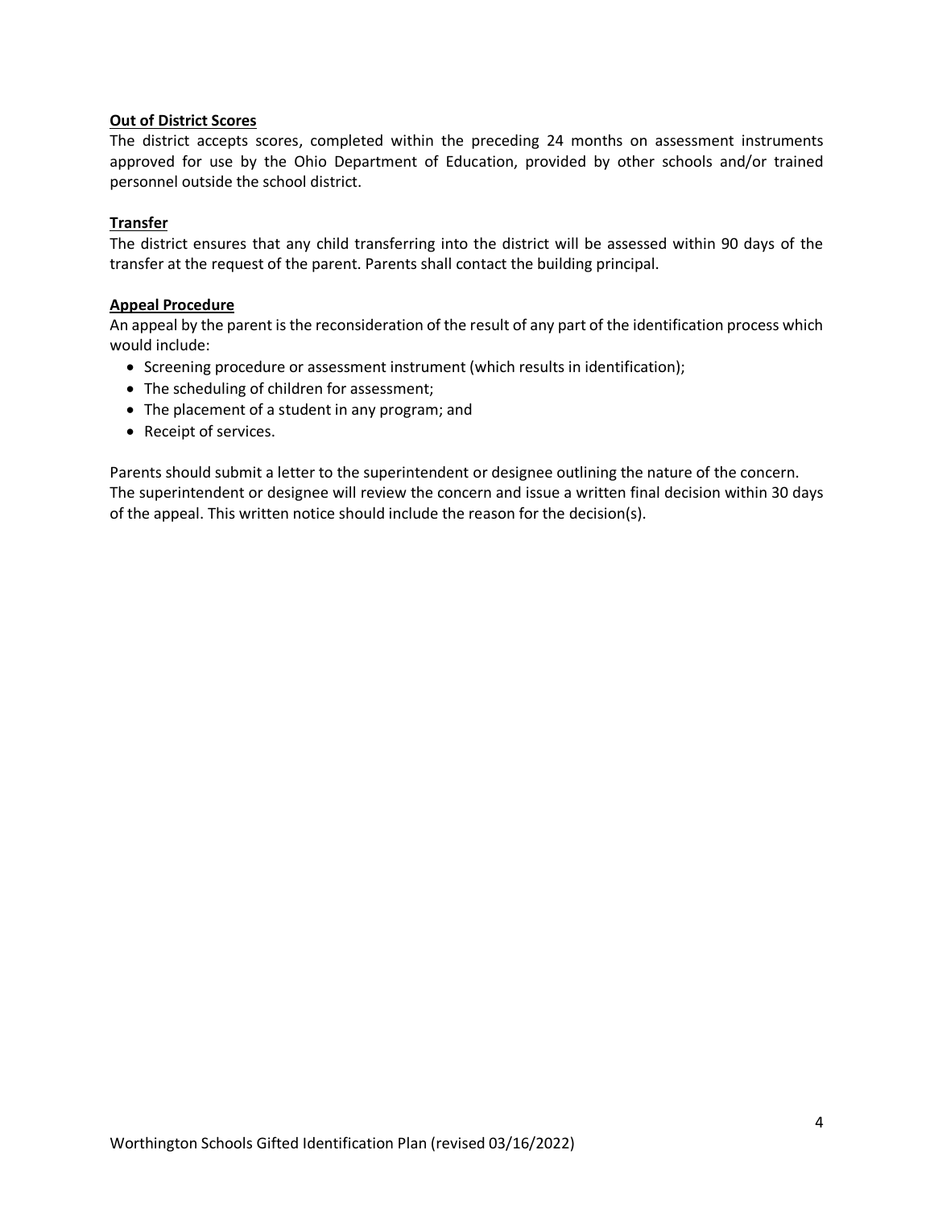**Out of District Scores**

The district accepts scores, completed within the preceding 24 months on assessment instruments approved for use by the Ohio Department of Education, provided by other schools and/or trained personnel outside the school district.

**Transfer**

The district ensures that any child transferring into the district will be assessed within 90 days of the transfer at the request of the parent. Parents shall contact the building principal.

**Appeal Procedure**

An appeal by the parent is the reconsideration of the result of any part of the identification process which would include:

- Screening procedure or assessment instrument (which results in identification);
- The scheduling of children for assessment;
- The placement of a student in any program; and
- Receipt of services.

Parents should submit a letter to the superintendent or designee outlining the nature of the concern. The superintendent or designee will review the concern and issue a written final decision within 30 days of the appeal. This written notice should include the reason for the decision(s).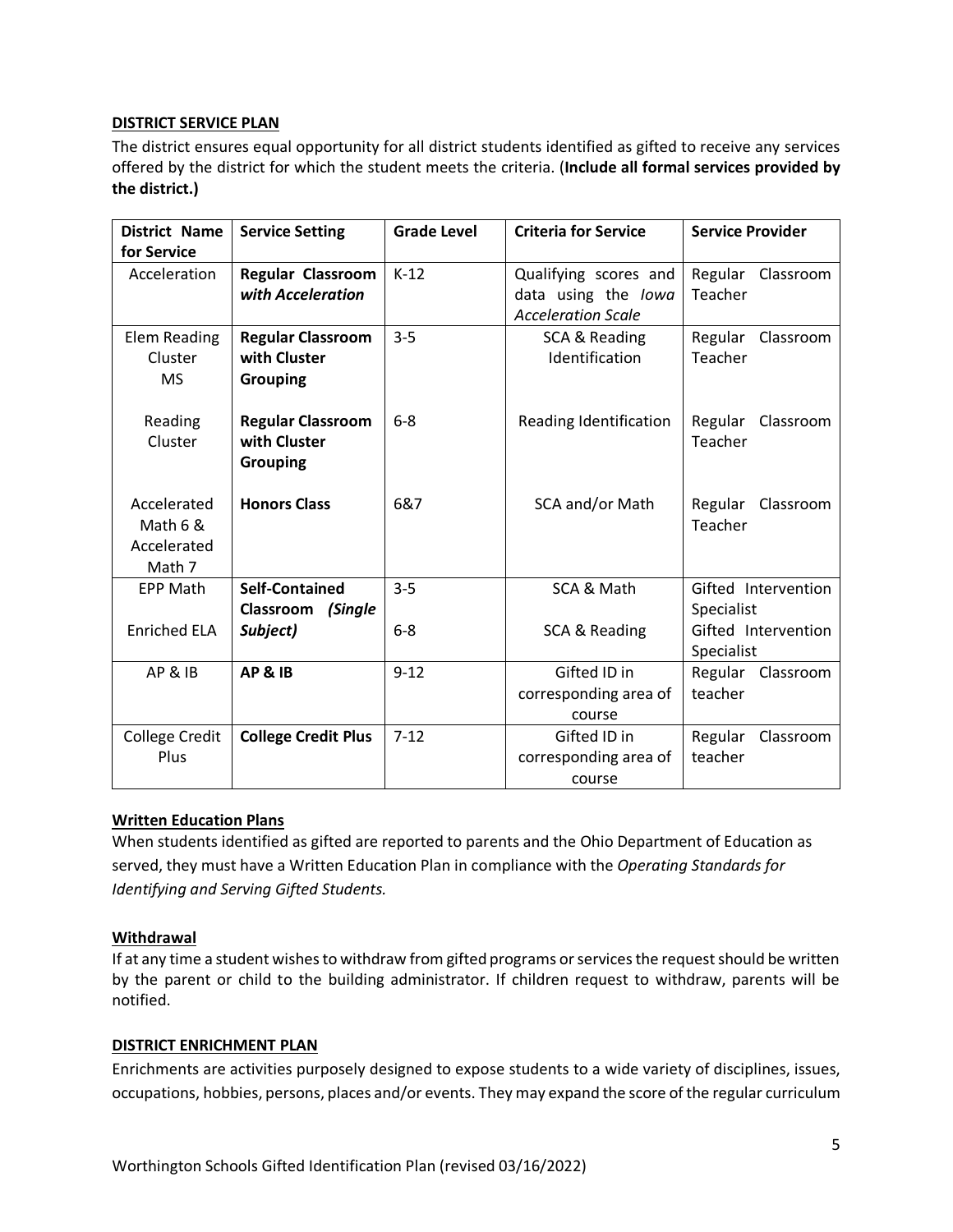**DISTRICT SERVICE PLAN**

The district ensures equal opportunity for all district students identified as gifted to receive any services offered by the district for which the student meets the criteria. (**Include all formal services provided by the district.)**

| District Name for Service | Service Setting | Grade Level | Criteria for Service | Service Provider |
|---|---|---|---|---|
| Acceleration | **Regular Classroom *with Acceleration*** | K-12 | Qualifying scores and data using the *Iowa Acceleration Scale* | Regular Classroom Teacher |
| Elem Reading Cluster | **Regular Classroom with Cluster Grouping** | 3-5 | SCA & Reading Identification | Regular Classroom Teacher |
| MS Reading Cluster | **Regular Classroom with Cluster Grouping** | 6-8 | Reading Identification | Regular Classroom Teacher |
| Accelerated Math 6 & Accelerated Math 7 | **Honors Class** | 6&7 | SCA and/or Math | Regular Classroom Teacher |
| EPP Math | **Self-Contained Classroom *(Single Subject)*** | 3-5 | SCA & Math | Gifted Intervention Specialist |
| Enriched ELA | **Self-Contained Classroom *(Single Subject)*** | 6-8 | SCA & Reading | Gifted Intervention Specialist |
| AP & IB | **AP & IB** | 9-12 | Gifted ID in corresponding area of course | Regular Classroom teacher |
| College Credit Plus | **College Credit Plus** | 7-12 | Gifted ID in corresponding area of course | Regular Classroom teacher |

**Written Education Plans**

When students identified as gifted are reported to parents and the Ohio Department of Education as served, they must have a Written Education Plan in compliance with the *Operating Standards for Identifying and Serving Gifted Students.*

**Withdrawal**

If at any time a student wishes to withdraw from gifted programs or services the request should be written by the parent or child to the building administrator. If children request to withdraw, parents will be notified.

**DISTRICT ENRICHMENT PLAN**

Enrichments are activities purposely designed to expose students to a wide variety of disciplines, issues, occupations, hobbies, persons, places and/or events. They may expand the score of the regular curriculum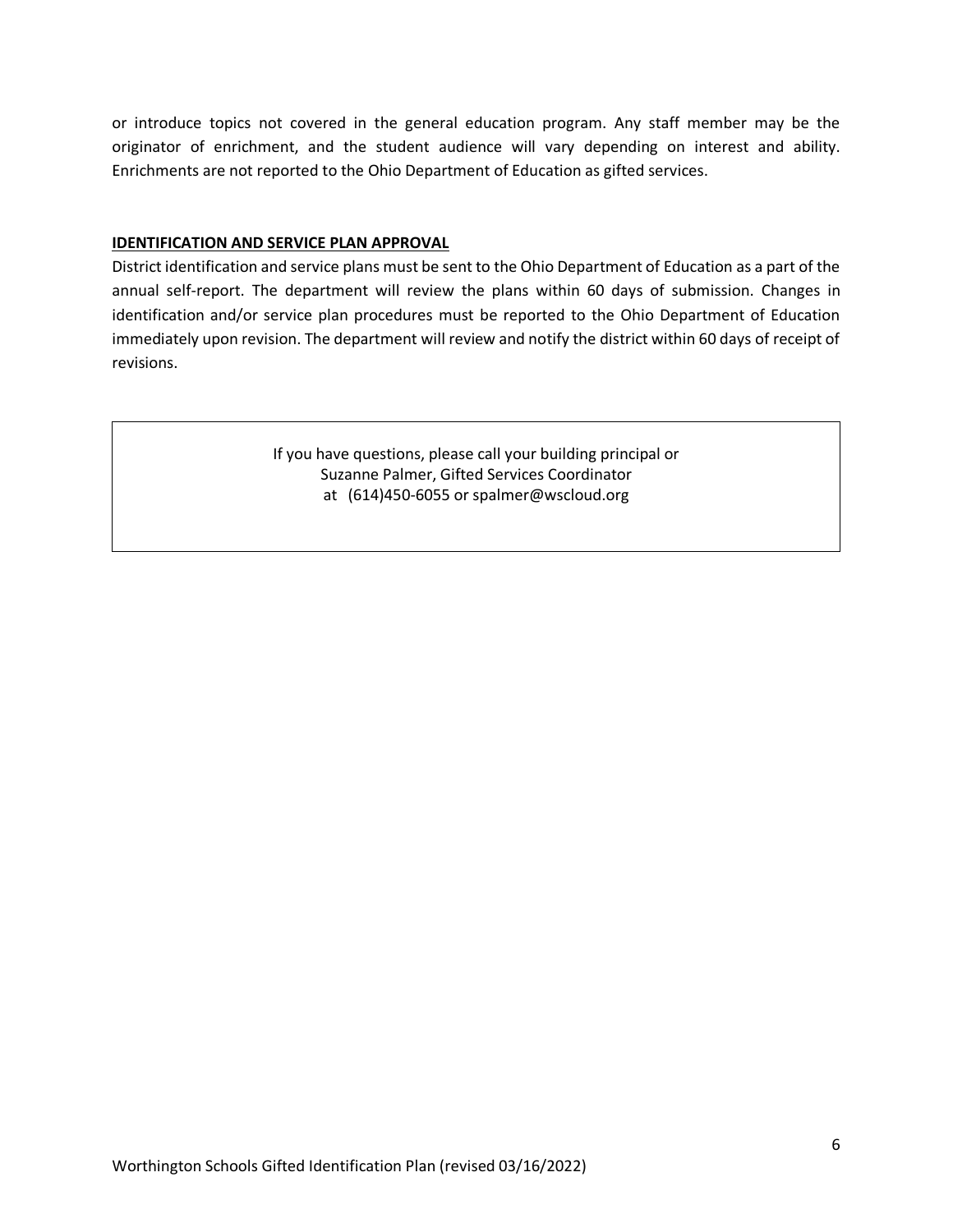or introduce topics not covered in the general education program. Any staff member may be the originator of enrichment, and the student audience will vary depending on interest and ability. Enrichments are not reported to the Ohio Department of Education as gifted services.

**IDENTIFICATION AND SERVICE PLAN APPROVAL**

District identification and service plans must be sent to the Ohio Department of Education as a part of the annual self-report. The department will review the plans within 60 days of submission. Changes in identification and/or service plan procedures must be reported to the Ohio Department of Education immediately upon revision. The department will review and notify the district within 60 days of receipt of revisions.

If you have questions, please call your building principal or
Suzanne Palmer, Gifted Services Coordinator
at (614)450-6055 or spalmer@wscloud.org